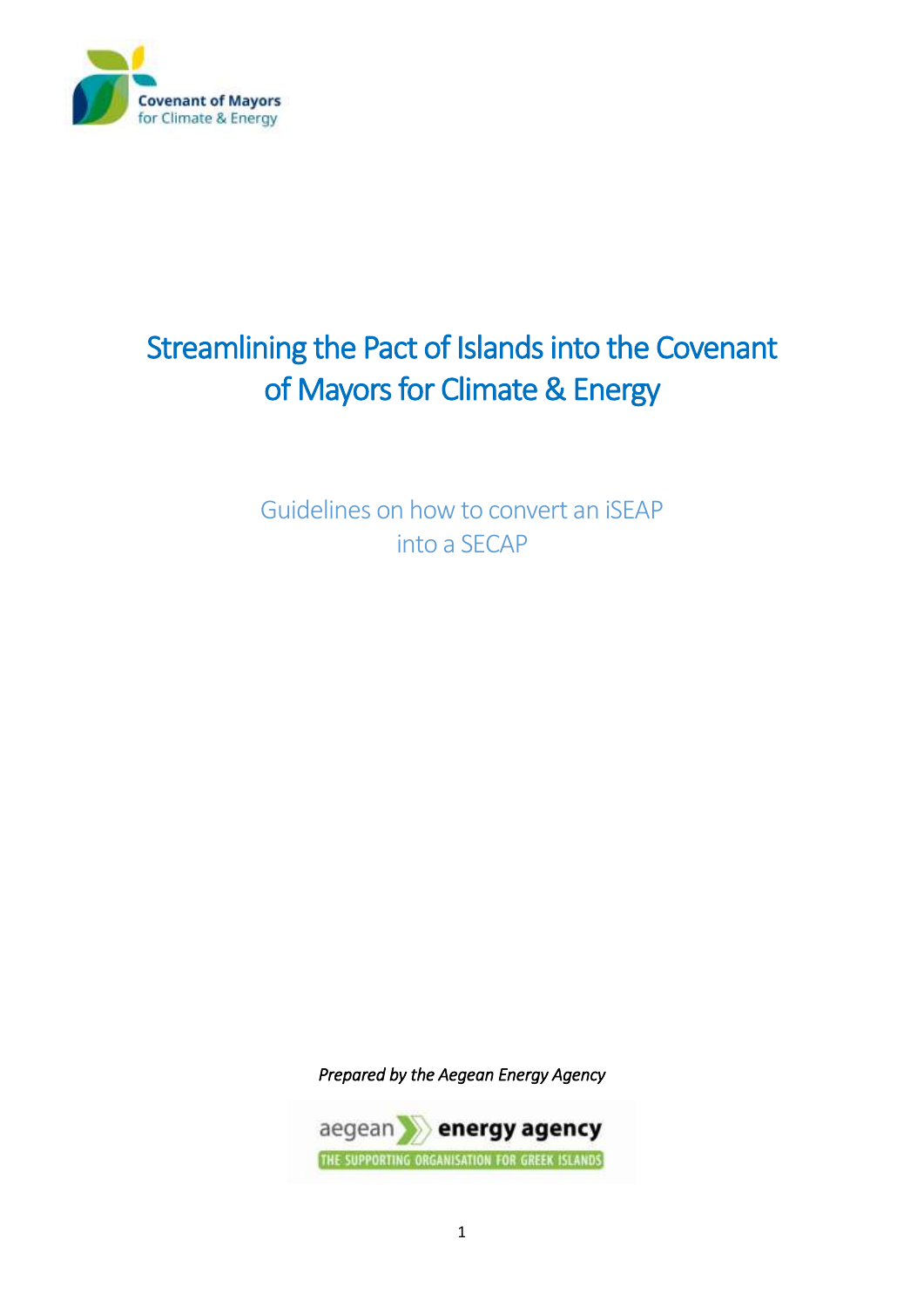Covenant of Mayors for Climate & Energy

# Streamlining the Pact of Islands into the Covenant of Mayors for Climate & Energy

## Guidelines on how to convert an iSEAP into a SECAP

*Prepared by the Aegean Energy Agency*

aegean energy agency

THE SUPPORTING ORGANISATION FOR GREEK ISLANDS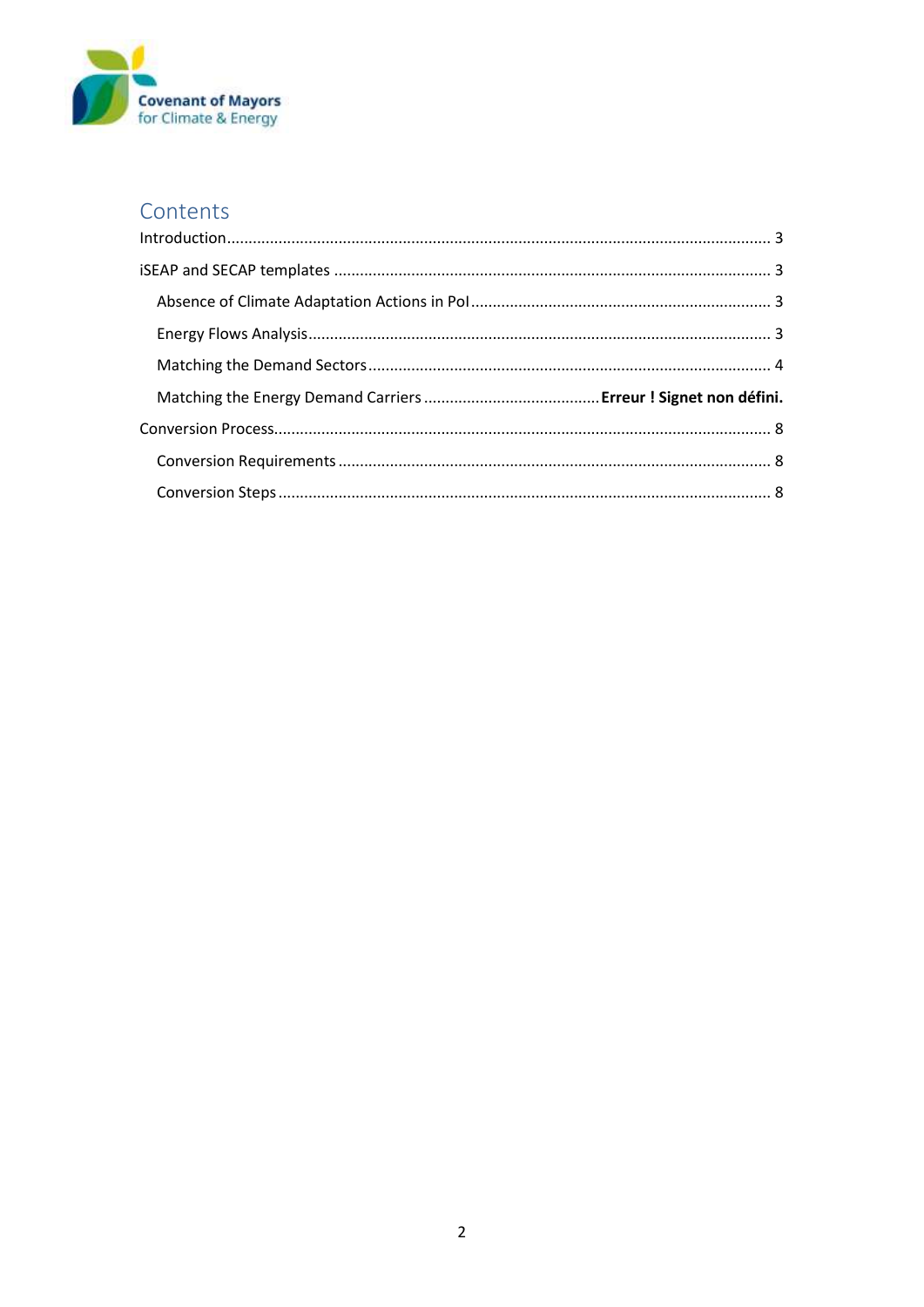## Contents

Introduction ............................................................................................................................ 3

iSEAP and SECAP templates .................................................................................................... 3

- Absence of Climate Adaptation Actions in PoI ..................................................................... 3
- Energy Flows Analysis .......................................................................................................... 3
- Matching the Demand Sectors ............................................................................................ 4
- Matching the Energy Demand Carriers ........................................ **Erreur ! Signet non défini.**

Conversion Process.................................................................................................................. 8

- Conversion Requirements ................................................................................................... 8
- Conversion Steps ................................................................................................................. 8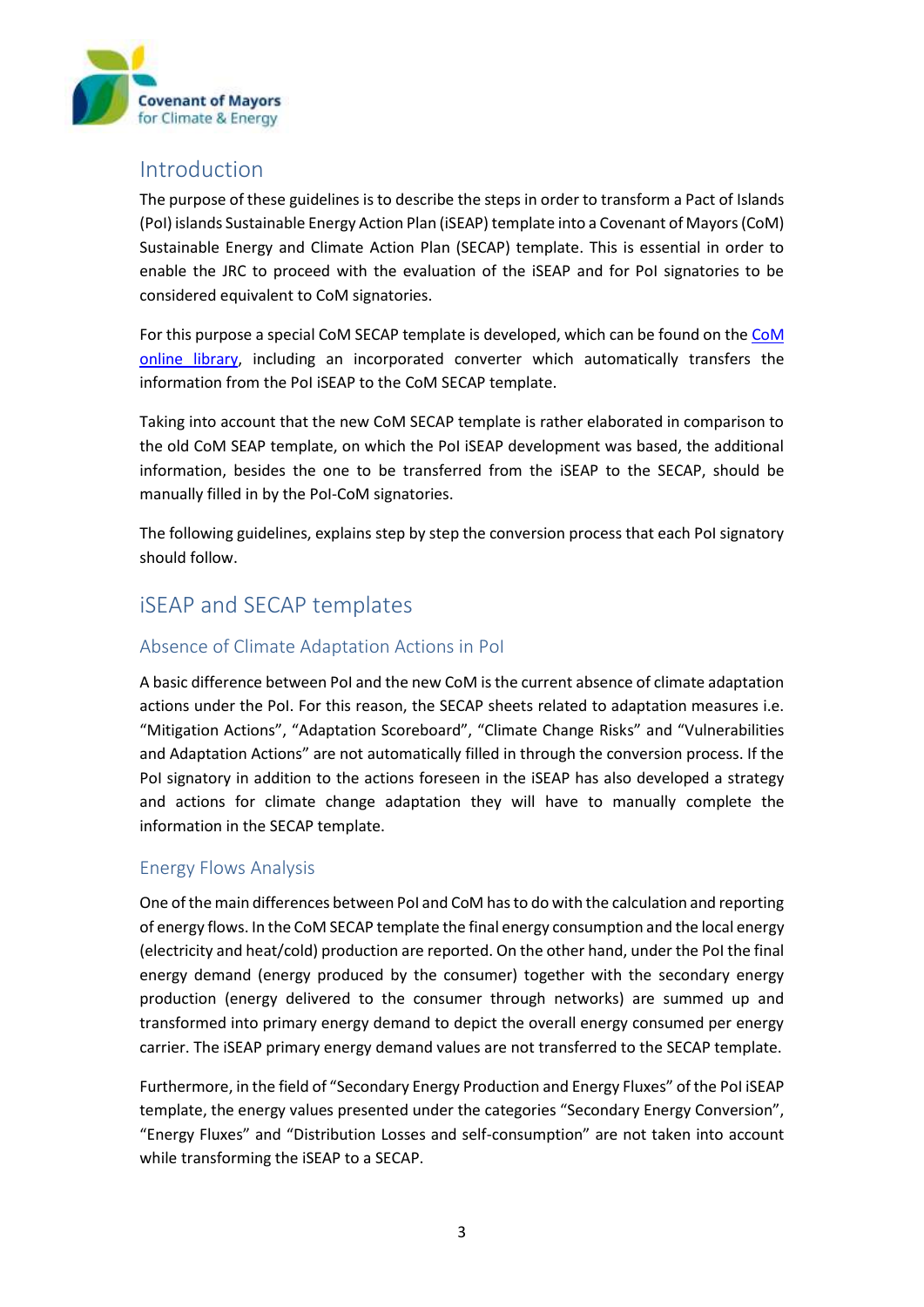## Introduction

The purpose of these guidelines is to describe the steps in order to transform a Pact of Islands (PoI) islands Sustainable Energy Action Plan (iSEAP) template into a Covenant of Mayors (CoM) Sustainable Energy and Climate Action Plan (SECAP) template. This is essential in order to enable the JRC to proceed with the evaluation of the iSEAP and for PoI signatories to be considered equivalent to CoM signatories.

For this purpose a special CoM SECAP template is developed, which can be found on the CoM online library, including an incorporated converter which automatically transfers the information from the PoI iSEAP to the CoM SECAP template.

Taking into account that the new CoM SECAP template is rather elaborated in comparison to the old CoM SEAP template, on which the PoI iSEAP development was based, the additional information, besides the one to be transferred from the iSEAP to the SECAP, should be manually filled in by the PoI-CoM signatories.

The following guidelines, explains step by step the conversion process that each PoI signatory should follow.

## iSEAP and SECAP templates

### Absence of Climate Adaptation Actions in PoI

A basic difference between PoI and the new CoM is the current absence of climate adaptation actions under the PoI. For this reason, the SECAP sheets related to adaptation measures i.e. "Mitigation Actions", "Adaptation Scoreboard", "Climate Change Risks" and "Vulnerabilities and Adaptation Actions" are not automatically filled in through the conversion process. If the PoI signatory in addition to the actions foreseen in the iSEAP has also developed a strategy and actions for climate change adaptation they will have to manually complete the information in the SECAP template.

### Energy Flows Analysis

One of the main differences between PoI and CoM has to do with the calculation and reporting of energy flows. In the CoM SECAP template the final energy consumption and the local energy (electricity and heat/cold) production are reported. On the other hand, under the PoI the final energy demand (energy produced by the consumer) together with the secondary energy production (energy delivered to the consumer through networks) are summed up and transformed into primary energy demand to depict the overall energy consumed per energy carrier. The iSEAP primary energy demand values are not transferred to the SECAP template.

Furthermore, in the field of "Secondary Energy Production and Energy Fluxes" of the PoI iSEAP template, the energy values presented under the categories "Secondary Energy Conversion", "Energy Fluxes" and "Distribution Losses and self-consumption" are not taken into account while transforming the iSEAP to a SECAP.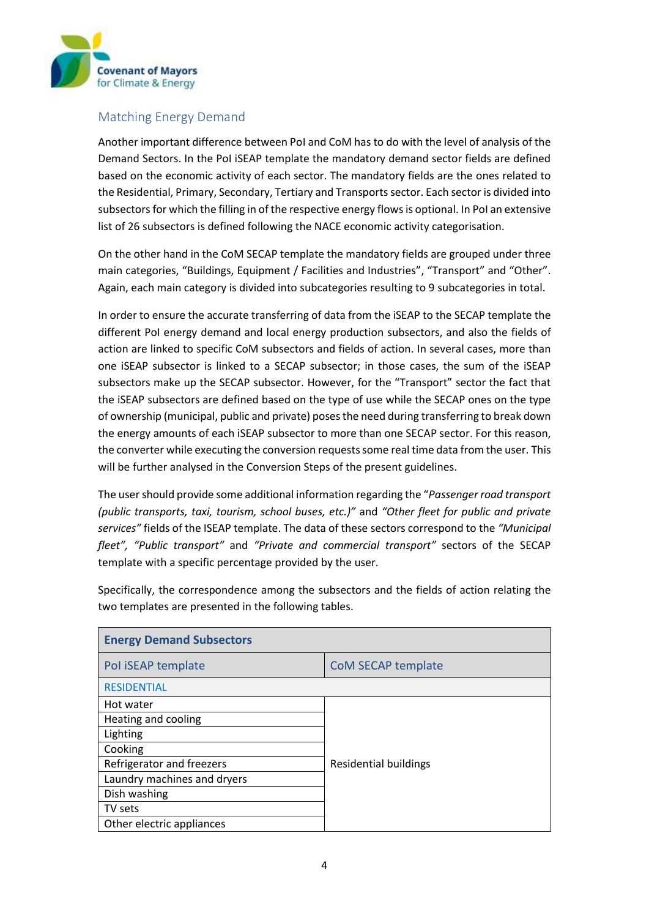## Matching Energy Demand

Another important difference between PoI and CoM has to do with the level of analysis of the Demand Sectors. In the PoI iSEAP template the mandatory demand sector fields are defined based on the economic activity of each sector. The mandatory fields are the ones related to the Residential, Primary, Secondary, Tertiary and Transports sector. Each sector is divided into subsectors for which the filling in of the respective energy flows is optional. In PoI an extensive list of 26 subsectors is defined following the NACE economic activity categorisation.

On the other hand in the CoM SECAP template the mandatory fields are grouped under three main categories, "Buildings, Equipment / Facilities and Industries", "Transport" and "Other". Again, each main category is divided into subcategories resulting to 9 subcategories in total.

In order to ensure the accurate transferring of data from the iSEAP to the SECAP template the different PoI energy demand and local energy production subsectors, and also the fields of action are linked to specific CoM subsectors and fields of action. In several cases, more than one iSEAP subsector is linked to a SECAP subsector; in those cases, the sum of the iSEAP subsectors make up the SECAP subsector. However, for the "Transport" sector the fact that the iSEAP subsectors are defined based on the type of use while the SECAP ones on the type of ownership (municipal, public and private) poses the need during transferring to break down the energy amounts of each iSEAP subsector to more than one SECAP sector. For this reason, the converter while executing the conversion requests some real time data from the user. This will be further analysed in the Conversion Steps of the present guidelines.

The user should provide some additional information regarding the "*Passenger road transport (public transports, taxi, tourism, school buses, etc.)*" and *"Other fleet for public and private services"* fields of the ISEAP template. The data of these sectors correspond to the *"Municipal fleet"*, *"Public transport"* and *"Private and commercial transport"* sectors of the SECAP template with a specific percentage provided by the user.

Specifically, the correspondence among the subsectors and the fields of action relating the two templates are presented in the following tables.

| **Energy Demand Subsectors** | |
|---|---|
| PoI iSEAP template | CoM SECAP template |
| RESIDENTIAL | |
| Hot water | Residential buildings |
| Heating and cooling | |
| Lighting | |
| Cooking | |
| Refrigerator and freezers | |
| Laundry machines and dryers | |
| Dish washing | |
| TV sets | |
| Other electric appliances | |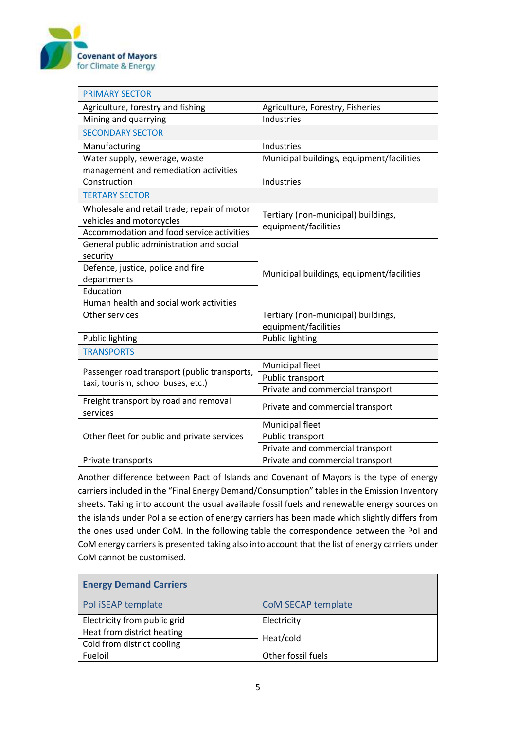| PRIMARY SECTOR | |
|---|---|
| Agriculture, forestry and fishing | Agriculture, Forestry, Fisheries |
| Mining and quarrying | Industries |
| SECONDARY SECTOR | |
| Manufacturing | Industries |
| Water supply, sewerage, waste management and remediation activities | Municipal buildings, equipment/facilities |
| Construction | Industries |
| TERTARY SECTOR | |
| Wholesale and retail trade; repair of motor vehicles and motorcycles | Tertiary (non-municipal) buildings, equipment/facilities |
| Accommodation and food service activities | |
| General public administration and social security | Municipal buildings, equipment/facilities |
| Defence, justice, police and fire departments | |
| Education | |
| Human health and social work activities | |
| Other services | Tertiary (non-municipal) buildings, equipment/facilities |
| Public lighting | Public lighting |
| TRANSPORTS | |
| Passenger road transport (public transports, taxi, tourism, school buses, etc.) | Municipal fleet |
| | Public transport |
| | Private and commercial transport |
| Freight transport by road and removal services | Private and commercial transport |
| Other fleet for public and private services | Municipal fleet |
| | Public transport |
| | Private and commercial transport |
| Private transports | Private and commercial transport |

Another difference between Pact of Islands and Covenant of Mayors is the type of energy carriers included in the "Final Energy Demand/Consumption" tables in the Emission Inventory sheets. Taking into account the usual available fossil fuels and renewable energy sources on the islands under PoI a selection of energy carriers has been made which slightly differs from the ones used under CoM. In the following table the correspondence between the PoI and CoM energy carriers is presented taking also into account that the list of energy carriers under CoM cannot be customised.

| **Energy Demand Carriers** | |
|---|---|
| PoI iSEAP template | CoM SECAP template |
| Electricity from public grid | Electricity |
| Heat from district heating | Heat/cold |
| Cold from district cooling | |
| Fueloil | Other fossil fuels |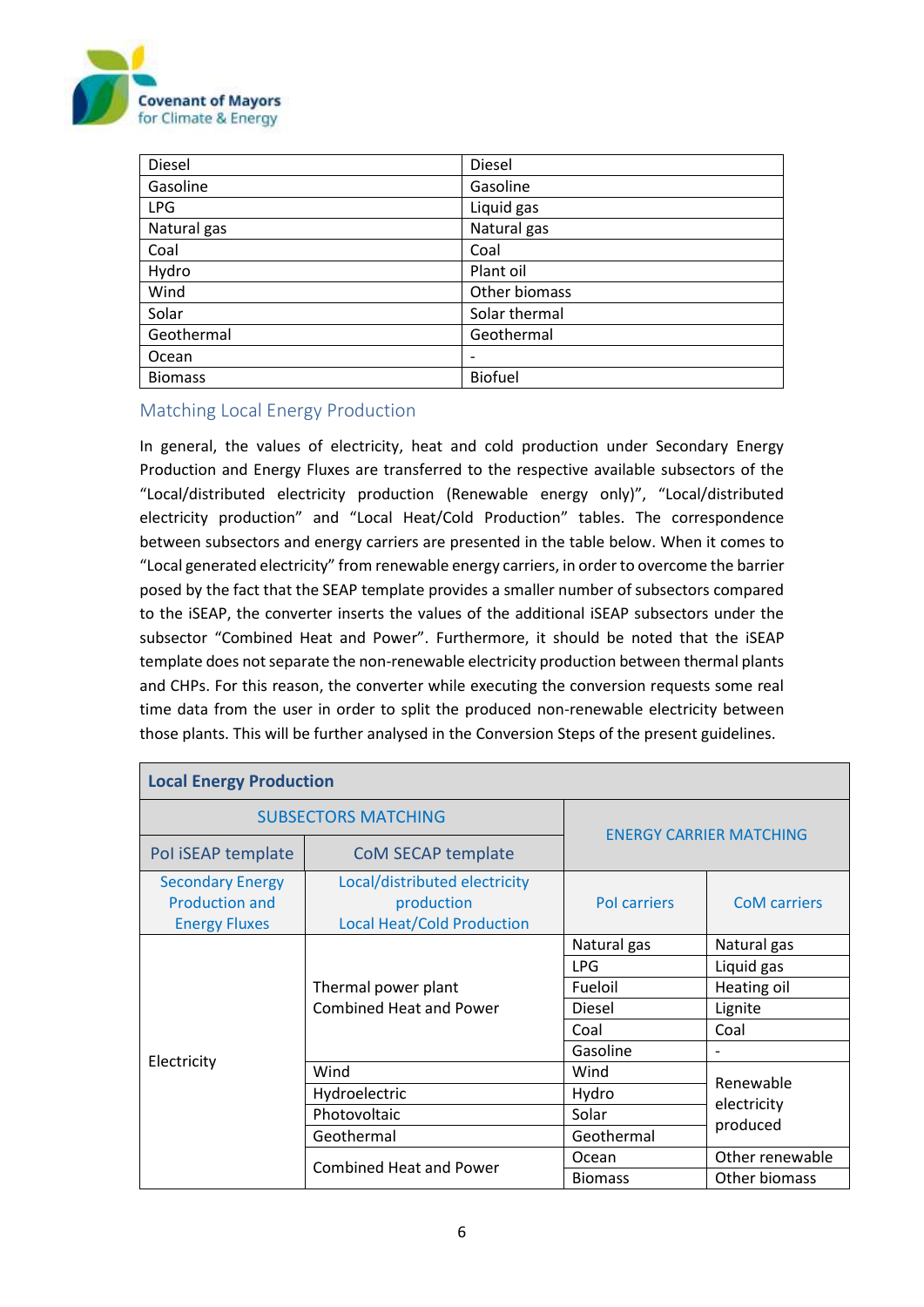| Diesel | Diesel |
|---|---|
| Gasoline | Gasoline |
| LPG | Liquid gas |
| Natural gas | Natural gas |
| Coal | Coal |
| Hydro | Plant oil |
| Wind | Other biomass |
| Solar | Solar thermal |
| Geothermal | Geothermal |
| Ocean | - |
| Biomass | Biofuel |

## Matching Local Energy Production

In general, the values of electricity, heat and cold production under Secondary Energy Production and Energy Fluxes are transferred to the respective available subsectors of the "Local/distributed electricity production (Renewable energy only)", "Local/distributed electricity production" and "Local Heat/Cold Production" tables. The correspondence between subsectors and energy carriers are presented in the table below. When it comes to "Local generated electricity" from renewable energy carriers, in order to overcome the barrier posed by the fact that the SEAP template provides a smaller number of subsectors compared to the iSEAP, the converter inserts the values of the additional iSEAP subsectors under the subsector "Combined Heat and Power". Furthermore, it should be noted that the iSEAP template does not separate the non-renewable electricity production between thermal plants and CHPs. For this reason, the converter while executing the conversion requests some real time data from the user in order to split the produced non-renewable electricity between those plants. This will be further analysed in the Conversion Steps of the present guidelines.

| **Local Energy Production** | | | |
|---|---|---|---|
| SUBSECTORS MATCHING | | ENERGY CARRIER MATCHING | |
| PoI iSEAP template | CoM SECAP template | | |
| Secondary Energy Production and Energy Fluxes | Local/distributed electricity production<br>Local Heat/Cold Production | PoI carriers | CoM carriers |
| Electricity | Thermal power plant<br>Combined Heat and Power | Natural gas | Natural gas |
| | | LPG | Liquid gas |
| | | Fueloil | Heating oil |
| | | Diesel | Lignite |
| | | Coal | Coal |
| | | Gasoline | - |
| | Wind | Wind | Renewable electricity produced |
| | Hydroelectric | Hydro | |
| | Photovoltaic | Solar | |
| | Geothermal | Geothermal | |
| | Combined Heat and Power | Ocean | Other renewable |
| | | Biomass | Other biomass |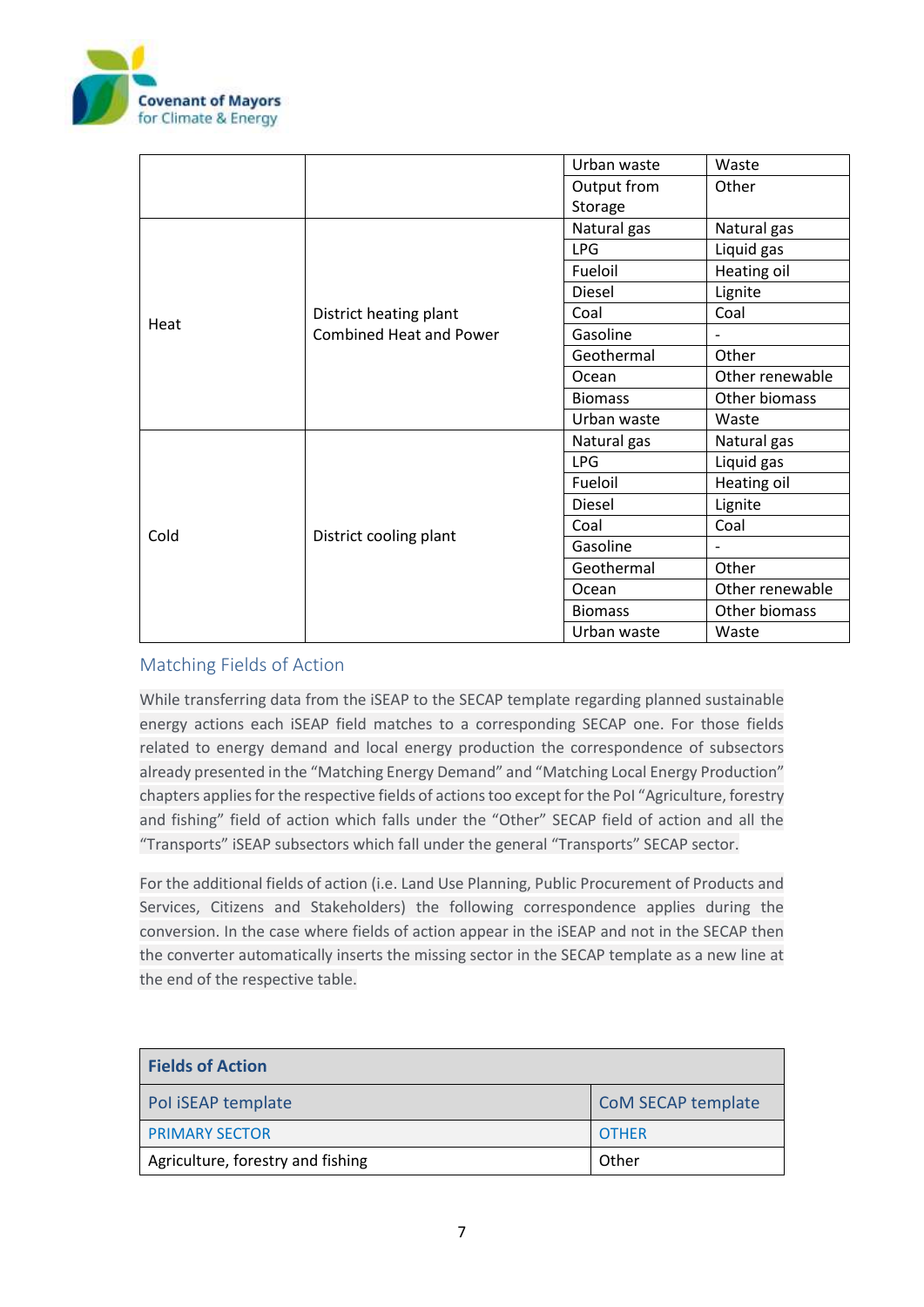| | | | |
|---|---|---|---|
| | | Urban waste | Waste |
| | | Output from Storage | Other |
| Heat | District heating plant Combined Heat and Power | Natural gas | Natural gas |
| | | LPG | Liquid gas |
| | | Fueloil | Heating oil |
| | | Diesel | Lignite |
| | | Coal | Coal |
| | | Gasoline | - |
| | | Geothermal | Other |
| | | Ocean | Other renewable |
| | | Biomass | Other biomass |
| | | Urban waste | Waste |
| Cold | District cooling plant | Natural gas | Natural gas |
| | | LPG | Liquid gas |
| | | Fueloil | Heating oil |
| | | Diesel | Lignite |
| | | Coal | Coal |
| | | Gasoline | - |
| | | Geothermal | Other |
| | | Ocean | Other renewable |
| | | Biomass | Other biomass |
| | | Urban waste | Waste |

## Matching Fields of Action

While transferring data from the iSEAP to the SECAP template regarding planned sustainable energy actions each iSEAP field matches to a corresponding SECAP one. For those fields related to energy demand and local energy production the correspondence of subsectors already presented in the "Matching Energy Demand" and "Matching Local Energy Production" chapters applies for the respective fields of actions too except for the PoI "Agriculture, forestry and fishing" field of action which falls under the "Other" SECAP field of action and all the "Transports" iSEAP subsectors which fall under the general "Transports" SECAP sector.

For the additional fields of action (i.e. Land Use Planning, Public Procurement of Products and Services, Citizens and Stakeholders) the following correspondence applies during the conversion. In the case where fields of action appear in the iSEAP and not in the SECAP then the converter automatically inserts the missing sector in the SECAP template as a new line at the end of the respective table.

| **Fields of Action** | |
|---|---|
| PoI iSEAP template | CoM SECAP template |
| PRIMARY SECTOR | OTHER |
| Agriculture, forestry and fishing | Other |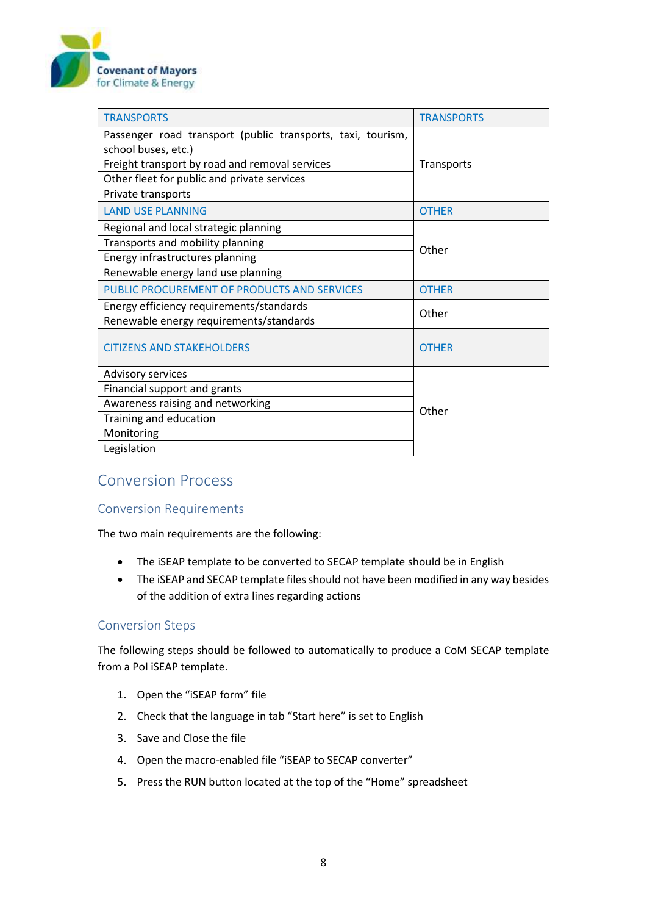| TRANSPORTS | TRANSPORTS |
|---|---|
| Passenger road transport (public transports, taxi, tourism, school buses, etc.) | Transports |
| Freight transport by road and removal services | |
| Other fleet for public and private services | |
| Private transports | |
| LAND USE PLANNING | OTHER |
| Regional and local strategic planning | Other |
| Transports and mobility planning | |
| Energy infrastructures planning | |
| Renewable energy land use planning | |
| PUBLIC PROCUREMENT OF PRODUCTS AND SERVICES | OTHER |
| Energy efficiency requirements/standards | Other |
| Renewable energy requirements/standards | |
| CITIZENS AND STAKEHOLDERS | OTHER |
| Advisory services | Other |
| Financial support and grants | |
| Awareness raising and networking | |
| Training and education | |
| Monitoring | |
| Legislation | |

## Conversion Process

### Conversion Requirements

The two main requirements are the following:

- The iSEAP template to be converted to SECAP template should be in English
- The iSEAP and SECAP template files should not have been modified in any way besides of the addition of extra lines regarding actions

### Conversion Steps

The following steps should be followed to automatically to produce a CoM SECAP template from a PoI iSEAP template.

1. Open the "iSEAP form" file
2. Check that the language in tab "Start here" is set to English
3. Save and Close the file
4. Open the macro-enabled file "iSEAP to SECAP converter"
5. Press the RUN button located at the top of the "Home" spreadsheet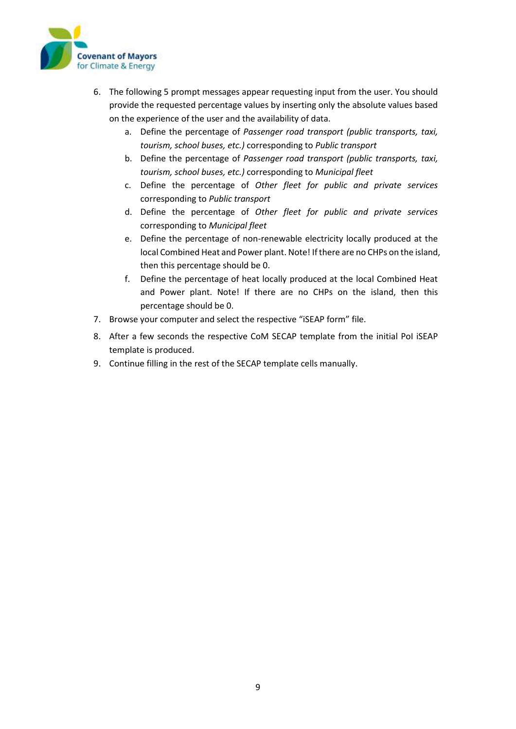6. The following 5 prompt messages appear requesting input from the user. You should provide the requested percentage values by inserting only the absolute values based on the experience of the user and the availability of data.
   a. Define the percentage of *Passenger road transport (public transports, taxi, tourism, school buses, etc.)* corresponding to *Public transport*
   b. Define the percentage of *Passenger road transport (public transports, taxi, tourism, school buses, etc.)* corresponding to *Municipal fleet*
   c. Define the percentage of *Other fleet for public and private services* corresponding to *Public transport*
   d. Define the percentage of *Other fleet for public and private services* corresponding to *Municipal fleet*
   e. Define the percentage of non-renewable electricity locally produced at the local Combined Heat and Power plant. Note! If there are no CHPs on the island, then this percentage should be 0.
   f. Define the percentage of heat locally produced at the local Combined Heat and Power plant. Note! If there are no CHPs on the island, then this percentage should be 0.
7. Browse your computer and select the respective "iSEAP form" file.
8. After a few seconds the respective CoM SECAP template from the initial PoI iSEAP template is produced.
9. Continue filling in the rest of the SECAP template cells manually.